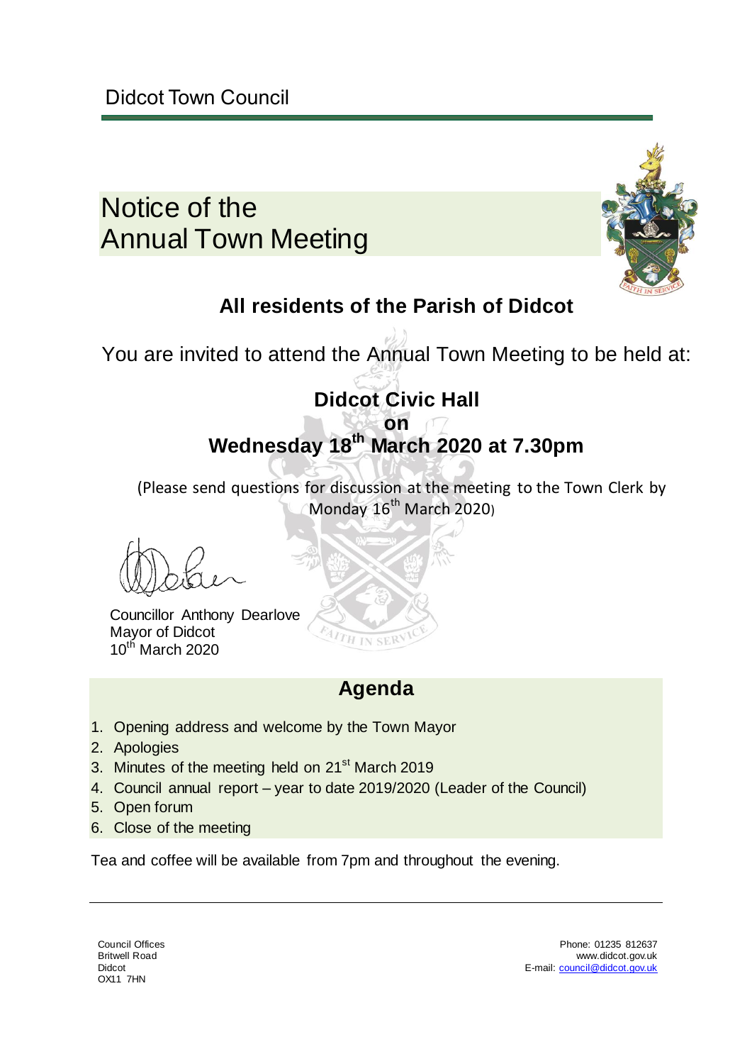Didcot Town Council

# Notice of the Annual Town Meeting

## All residents of the Parish of Didcot

You are invited to attend the Annual Town Meeting to be held at:

**Didcot Civic Hall**
**on**
**Wednesday 18th March 2020 at 7.30pm**

(Please send questions for discussion at the meeting to the Town Clerk by Monday 16th March 2020)

Councillor Anthony Dearlove
Mayor of Didcot
10th March 2020

## Agenda

1. Opening address and welcome by the Town Mayor
2. Apologies
3. Minutes of the meeting held on 21st March 2019
4. Council annual report – year to date 2019/2020 (Leader of the Council)
5. Open forum
6. Close of the meeting

Tea and coffee will be available from 7pm and throughout the evening.

---

Council Offices
Britwell Road
Didcot
OX11 7HN

Phone: 01235 812637
www.didcot.gov.uk
E-mail: council@didcot.gov.uk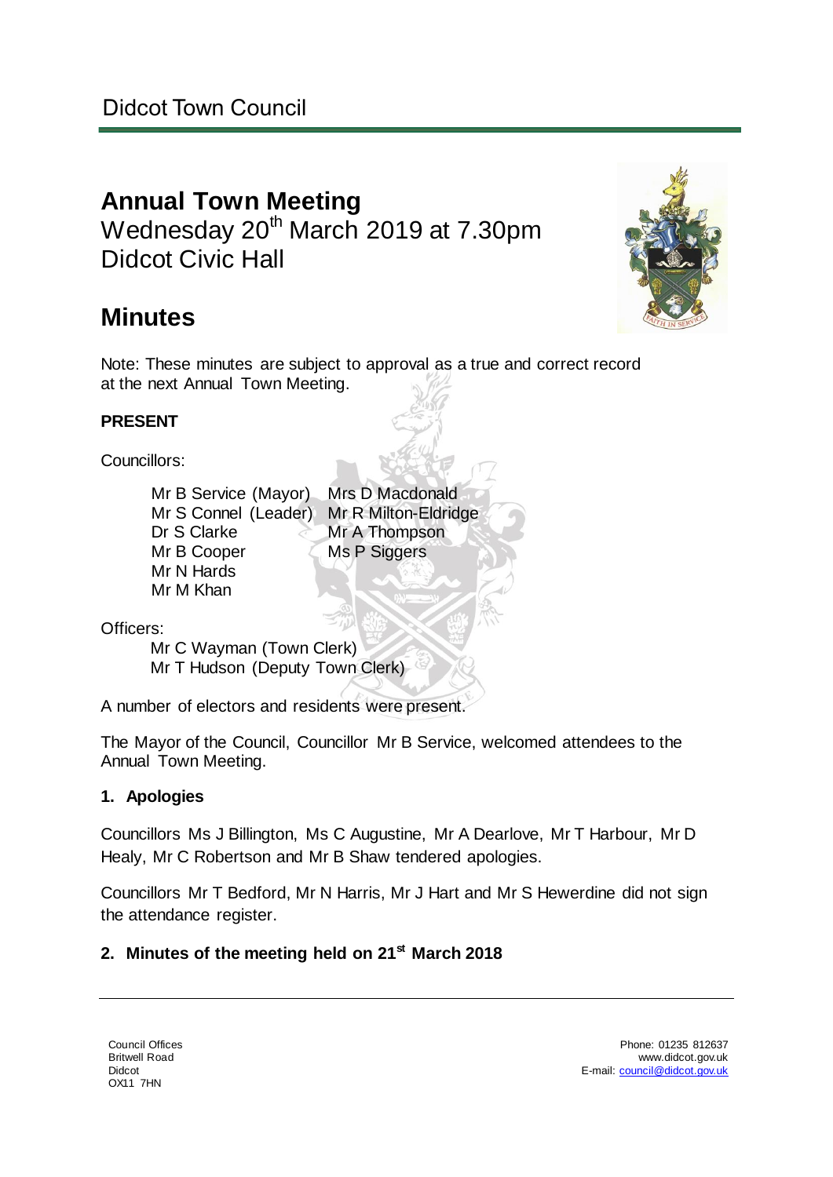Didcot Town Council

# Annual Town Meeting

Wednesday 20th March 2019 at 7.30pm
Didcot Civic Hall

# Minutes

Note: These minutes are subject to approval as a true and correct record at the next Annual Town Meeting.

**PRESENT**

Councillors:

| | |
|---|---|
| Mr B Service (Mayor) | Mrs D Macdonald |
| Mr S Connel (Leader) | Mr R Milton-Eldridge |
| Dr S Clarke | Mr A Thompson |
| Mr B Cooper | Ms P Siggers |
| Mr N Hards | |
| Mr M Khan | |

Officers:

Mr C Wayman (Town Clerk)
Mr T Hudson (Deputy Town Clerk)

A number of electors and residents were present.

The Mayor of the Council, Councillor Mr B Service, welcomed attendees to the Annual Town Meeting.

## 1. Apologies

Councillors Ms J Billington, Ms C Augustine, Mr A Dearlove, Mr T Harbour, Mr D Healy, Mr C Robertson and Mr B Shaw tendered apologies.

Councillors Mr T Bedford, Mr N Harris, Mr J Hart and Mr S Hewerdine did not sign the attendance register.

## 2. Minutes of the meeting held on 21st March 2018

Council Offices
Britwell Road
Didcot
OX11 7HN

Phone: 01235 812637
www.didcot.gov.uk
E-mail: council@didcot.gov.uk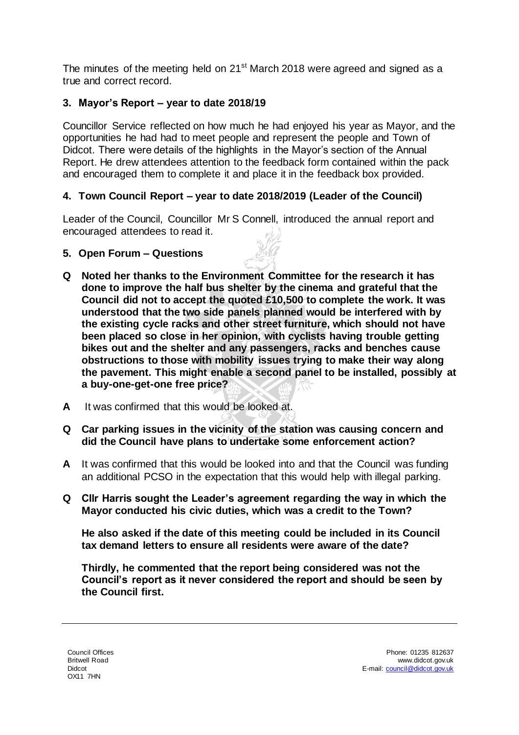The minutes of the meeting held on 21st March 2018 were agreed and signed as a true and correct record.

## 3. Mayor's Report – year to date 2018/19

Councillor Service reflected on how much he had enjoyed his year as Mayor, and the opportunities he had had to meet people and represent the people and Town of Didcot. There were details of the highlights in the Mayor's section of the Annual Report. He drew attendees attention to the feedback form contained within the pack and encouraged them to complete it and place it in the feedback box provided.

## 4. Town Council Report – year to date 2018/2019 (Leader of the Council)

Leader of the Council, Councillor Mr S Connell, introduced the annual report and encouraged attendees to read it.

## 5. Open Forum – Questions

**Q** **Noted her thanks to the Environment Committee for the research it has done to improve the half bus shelter by the cinema and grateful that the Council did not to accept the quoted £10,500 to complete the work. It was understood that the two side panels planned would be interfered with by the existing cycle racks and other street furniture, which should not have been placed so close in her opinion, with cyclists having trouble getting bikes out and the shelter and any passengers, racks and benches cause obstructions to those with mobility issues trying to make their way along the pavement. This might enable a second panel to be installed, possibly at a buy-one-get-one free price?**

**A** It was confirmed that this would be looked at.

**Q** **Car parking issues in the vicinity of the station was causing concern and did the Council have plans to undertake some enforcement action?**

**A** It was confirmed that this would be looked into and that the Council was funding an additional PCSO in the expectation that this would help with illegal parking.

**Q** **Cllr Harris sought the Leader's agreement regarding the way in which the Mayor conducted his civic duties, which was a credit to the Town?**

**He also asked if the date of this meeting could be included in its Council tax demand letters to ensure all residents were aware of the date?**

**Thirdly, he commented that the report being considered was not the Council's report as it never considered the report and should be seen by the Council first.**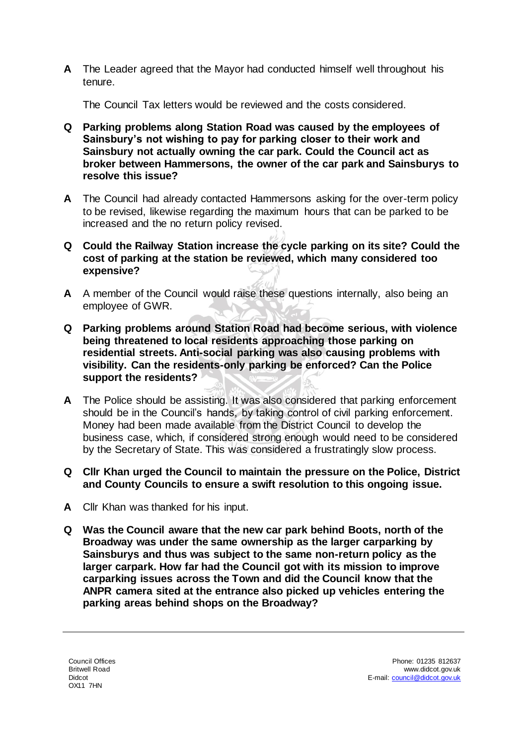**A** The Leader agreed that the Mayor had conducted himself well throughout his tenure.

The Council Tax letters would be reviewed and the costs considered.

**Q** **Parking problems along Station Road was caused by the employees of Sainsbury's not wishing to pay for parking closer to their work and Sainsbury not actually owning the car park. Could the Council act as broker between Hammersons, the owner of the car park and Sainsburys to resolve this issue?**

**A** The Council had already contacted Hammersons asking for the over-term policy to be revised, likewise regarding the maximum hours that can be parked to be increased and the no return policy revised.

**Q** **Could the Railway Station increase the cycle parking on its site? Could the cost of parking at the station be reviewed, which many considered too expensive?**

**A** A member of the Council would raise these questions internally, also being an employee of GWR.

**Q** **Parking problems around Station Road had become serious, with violence being threatened to local residents approaching those parking on residential streets. Anti-social parking was also causing problems with visibility. Can the residents-only parking be enforced? Can the Police support the residents?**

**A** The Police should be assisting. It was also considered that parking enforcement should be in the Council's hands, by taking control of civil parking enforcement. Money had been made available from the District Council to develop the business case, which, if considered strong enough would need to be considered by the Secretary of State. This was considered a frustratingly slow process.

**Q** **Cllr Khan urged the Council to maintain the pressure on the Police, District and County Councils to ensure a swift resolution to this ongoing issue.**

**A** Cllr Khan was thanked for his input.

**Q** **Was the Council aware that the new car park behind Boots, north of the Broadway was under the same ownership as the larger carparking by Sainsburys and thus was subject to the same non-return policy as the larger carpark. How far had the Council got with its mission to improve carparking issues across the Town and did the Council know that the ANPR camera sited at the entrance also picked up vehicles entering the parking areas behind shops on the Broadway?**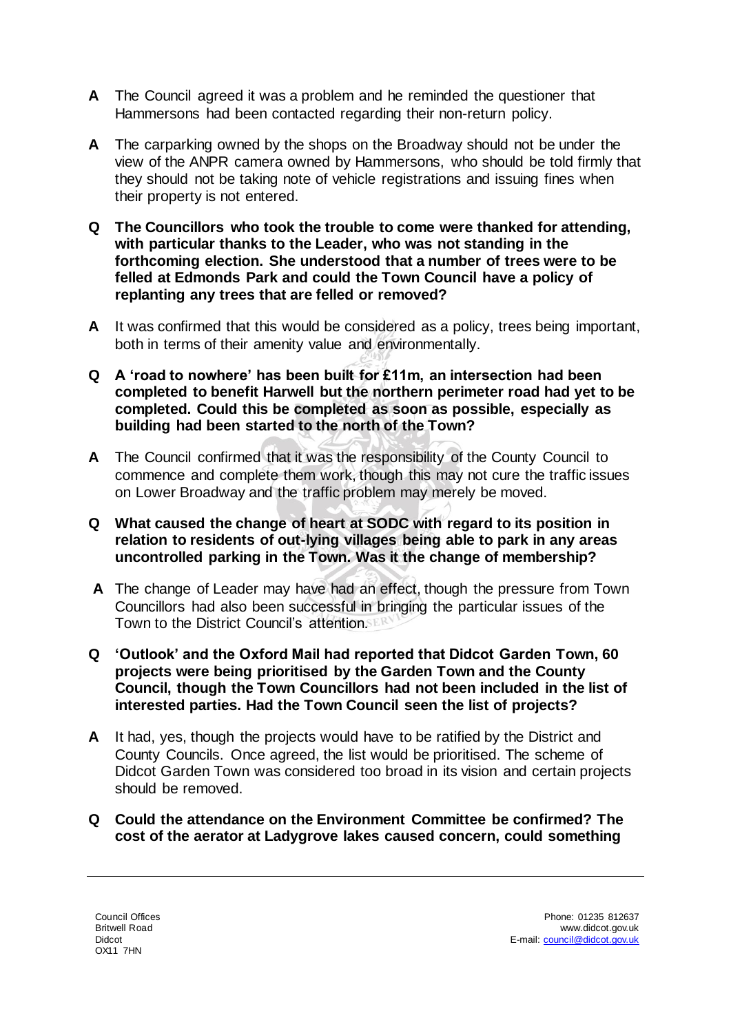**A** The Council agreed it was a problem and he reminded the questioner that Hammersons had been contacted regarding their non-return policy.

**A** The carparking owned by the shops on the Broadway should not be under the view of the ANPR camera owned by Hammersons, who should be told firmly that they should not be taking note of vehicle registrations and issuing fines when their property is not entered.

**Q** **The Councillors who took the trouble to come were thanked for attending, with particular thanks to the Leader, who was not standing in the forthcoming election. She understood that a number of trees were to be felled at Edmonds Park and could the Town Council have a policy of replanting any trees that are felled or removed?**

**A** It was confirmed that this would be considered as a policy, trees being important, both in terms of their amenity value and environmentally.

**Q** **A 'road to nowhere' has been built for £11m, an intersection had been completed to benefit Harwell but the northern perimeter road had yet to be completed. Could this be completed as soon as possible, especially as building had been started to the north of the Town?**

**A** The Council confirmed that it was the responsibility of the County Council to commence and complete them work, though this may not cure the traffic issues on Lower Broadway and the traffic problem may merely be moved.

**Q** **What caused the change of heart at SODC with regard to its position in relation to residents of out-lying villages being able to park in any areas uncontrolled parking in the Town. Was it the change of membership?**

**A** The change of Leader may have had an effect, though the pressure from Town Councillors had also been successful in bringing the particular issues of the Town to the District Council's attention.

**Q** **'Outlook' and the Oxford Mail had reported that Didcot Garden Town, 60 projects were being prioritised by the Garden Town and the County Council, though the Town Councillors had not been included in the list of interested parties. Had the Town Council seen the list of projects?**

**A** It had, yes, though the projects would have to be ratified by the District and County Councils. Once agreed, the list would be prioritised. The scheme of Didcot Garden Town was considered too broad in its vision and certain projects should be removed.

**Q** **Could the attendance on the Environment Committee be confirmed? The cost of the aerator at Ladygrove lakes caused concern, could something**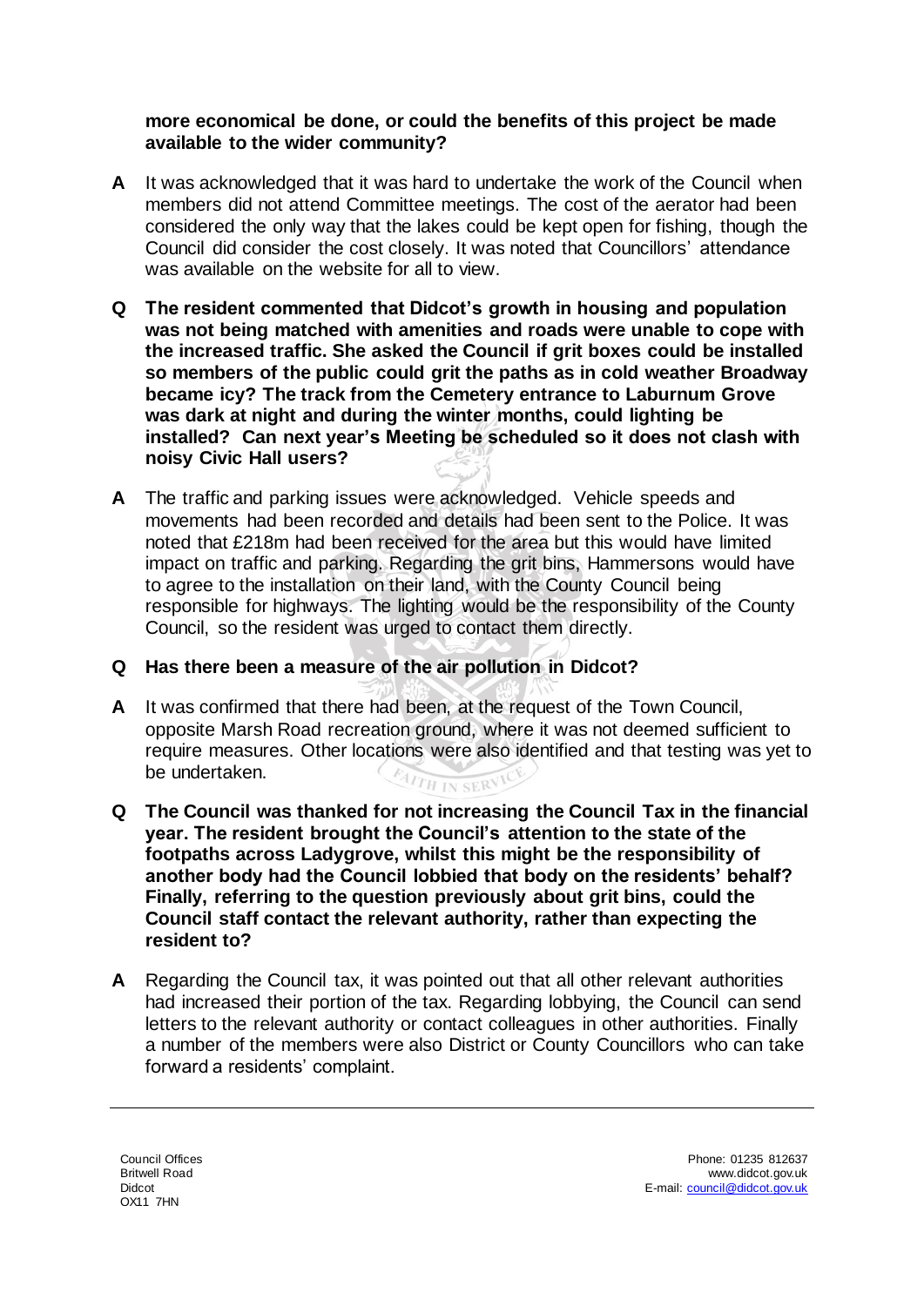**more economical be done, or could the benefits of this project be made available to the wider community?**

**A** It was acknowledged that it was hard to undertake the work of the Council when members did not attend Committee meetings. The cost of the aerator had been considered the only way that the lakes could be kept open for fishing, though the Council did consider the cost closely. It was noted that Councillors' attendance was available on the website for all to view.

**Q** **The resident commented that Didcot's growth in housing and population was not being matched with amenities and roads were unable to cope with the increased traffic. She asked the Council if grit boxes could be installed so members of the public could grit the paths as in cold weather Broadway became icy? The track from the Cemetery entrance to Laburnum Grove was dark at night and during the winter months, could lighting be installed? Can next year's Meeting be scheduled so it does not clash with noisy Civic Hall users?**

**A** The traffic and parking issues were acknowledged. Vehicle speeds and movements had been recorded and details had been sent to the Police. It was noted that £218m had been received for the area but this would have limited impact on traffic and parking. Regarding the grit bins, Hammersons would have to agree to the installation on their land, with the County Council being responsible for highways. The lighting would be the responsibility of the County Council, so the resident was urged to contact them directly.

**Q** **Has there been a measure of the air pollution in Didcot?**

**A** It was confirmed that there had been, at the request of the Town Council, opposite Marsh Road recreation ground, where it was not deemed sufficient to require measures. Other locations were also identified and that testing was yet to be undertaken.

**Q** **The Council was thanked for not increasing the Council Tax in the financial year. The resident brought the Council's attention to the state of the footpaths across Ladygrove, whilst this might be the responsibility of another body had the Council lobbied that body on the residents' behalf? Finally, referring to the question previously about grit bins, could the Council staff contact the relevant authority, rather than expecting the resident to?**

**A** Regarding the Council tax, it was pointed out that all other relevant authorities had increased their portion of the tax. Regarding lobbying, the Council can send letters to the relevant authority or contact colleagues in other authorities. Finally a number of the members were also District or County Councillors who can take forward a residents' complaint.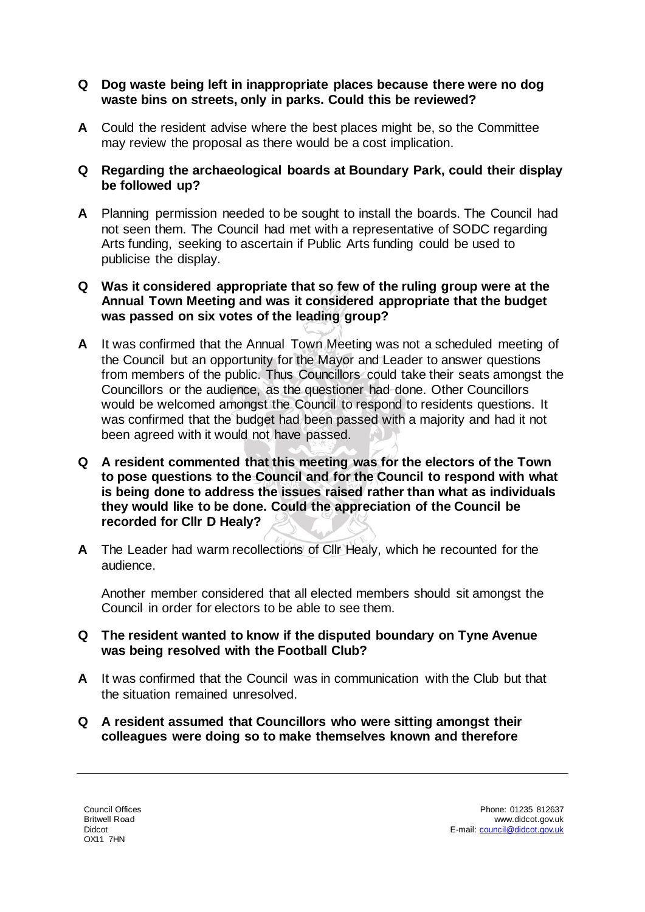**Q** **Dog waste being left in inappropriate places because there were no dog waste bins on streets, only in parks. Could this be reviewed?**

**A** Could the resident advise where the best places might be, so the Committee may review the proposal as there would be a cost implication.

**Q** **Regarding the archaeological boards at Boundary Park, could their display be followed up?**

**A** Planning permission needed to be sought to install the boards. The Council had not seen them. The Council had met with a representative of SODC regarding Arts funding, seeking to ascertain if Public Arts funding could be used to publicise the display.

**Q** **Was it considered appropriate that so few of the ruling group were at the Annual Town Meeting and was it considered appropriate that the budget was passed on six votes of the leading group?**

**A** It was confirmed that the Annual Town Meeting was not a scheduled meeting of the Council but an opportunity for the Mayor and Leader to answer questions from members of the public. Thus Councillors could take their seats amongst the Councillors or the audience, as the questioner had done. Other Councillors would be welcomed amongst the Council to respond to residents questions. It was confirmed that the budget had been passed with a majority and had it not been agreed with it would not have passed.

**Q** **A resident commented that this meeting was for the electors of the Town to pose questions to the Council and for the Council to respond with what is being done to address the issues raised rather than what as individuals they would like to be done. Could the appreciation of the Council be recorded for Cllr D Healy?**

**A** The Leader had warm recollections of Cllr Healy, which he recounted for the audience.

Another member considered that all elected members should sit amongst the Council in order for electors to be able to see them.

**Q** **The resident wanted to know if the disputed boundary on Tyne Avenue was being resolved with the Football Club?**

**A** It was confirmed that the Council was in communication with the Club but that the situation remained unresolved.

**Q** **A resident assumed that Councillors who were sitting amongst their colleagues were doing so to make themselves known and therefore**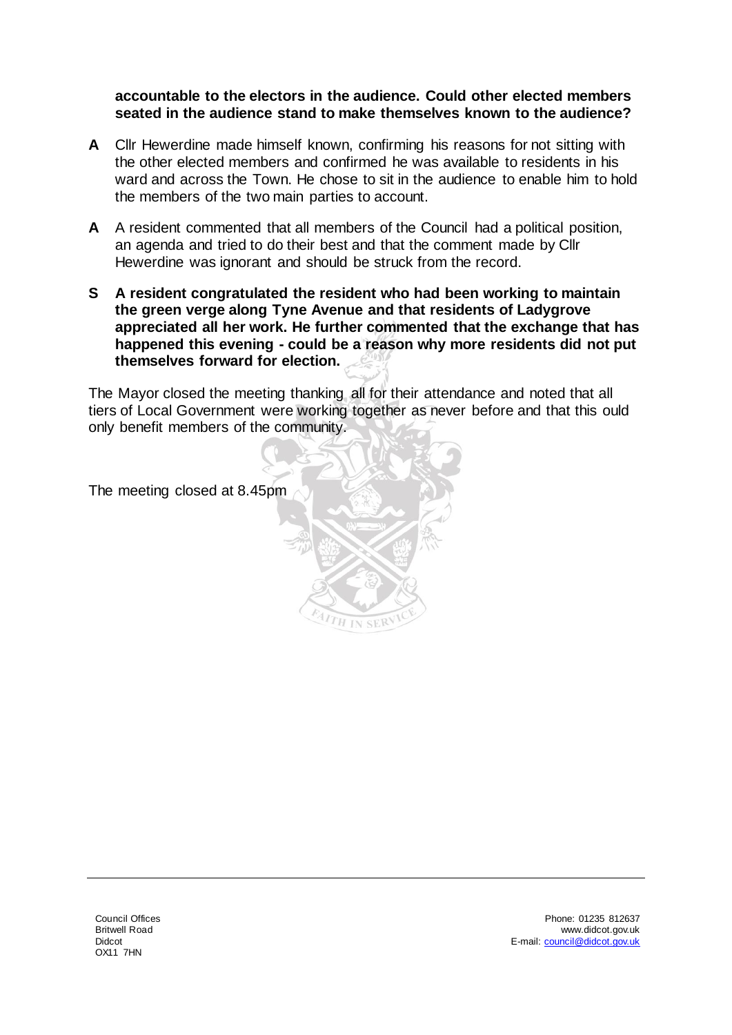**accountable to the electors in the audience. Could other elected members seated in the audience stand to make themselves known to the audience?**

**A** Cllr Hewerdine made himself known, confirming his reasons for not sitting with the other elected members and confirmed he was available to residents in his ward and across the Town. He chose to sit in the audience to enable him to hold the members of the two main parties to account.

**A** A resident commented that all members of the Council had a political position, an agenda and tried to do their best and that the comment made by Cllr Hewerdine was ignorant and should be struck from the record.

**S** **A resident congratulated the resident who had been working to maintain the green verge along Tyne Avenue and that residents of Ladygrove appreciated all her work. He further commented that the exchange that has happened this evening - could be a reason why more residents did not put themselves forward for election.**

The Mayor closed the meeting thanking all for their attendance and noted that all tiers of Local Government were working together as never before and that this ould only benefit members of the community.

The meeting closed at 8.45pm

Council Offices
Britwell Road
Didcot
OX11 7HN

Phone: 01235 812637
www.didcot.gov.uk
E-mail: council@didcot.gov.uk